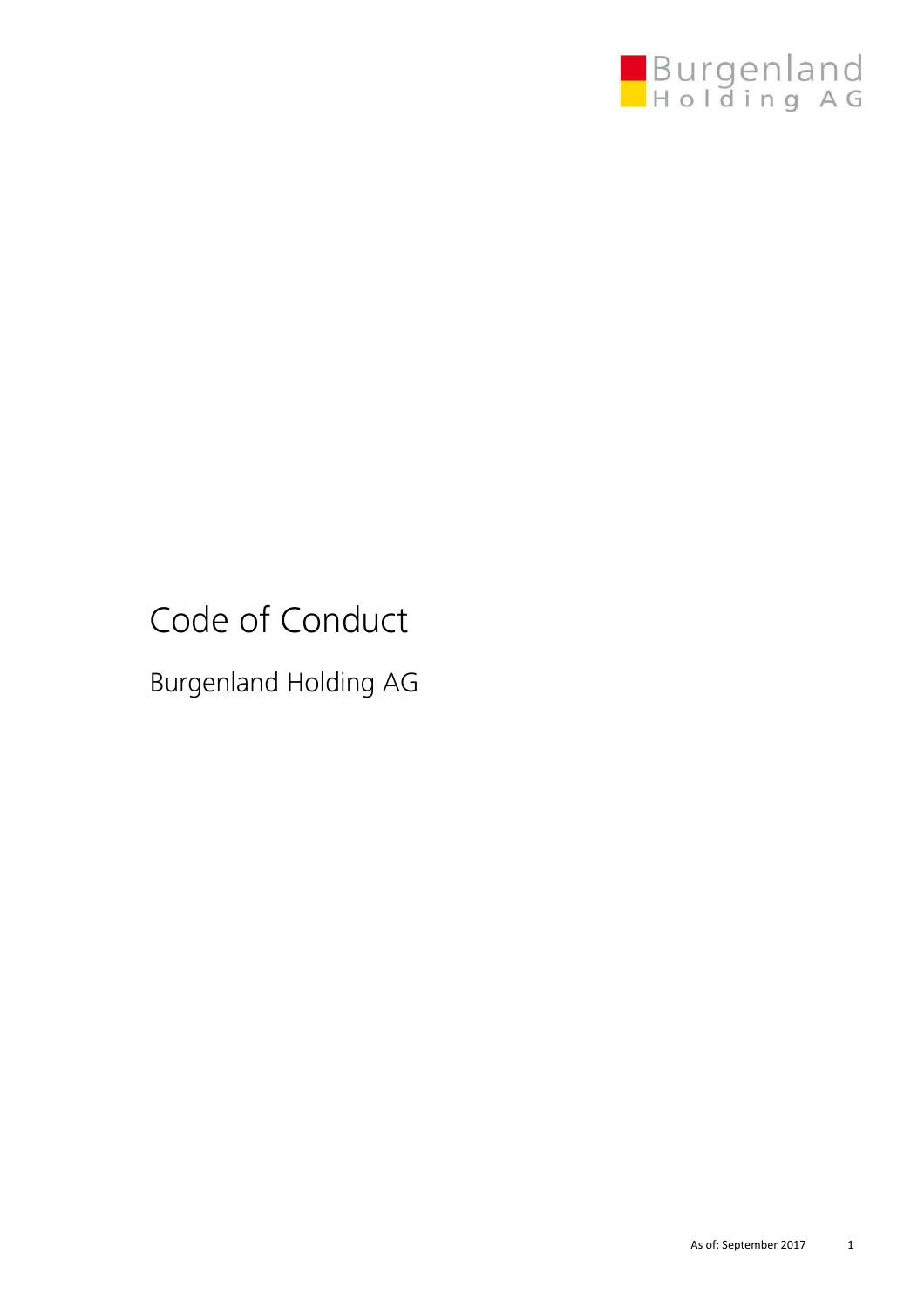Burgenland Holding AG

# Code of Conduct

## Burgenland Holding AG

As of: September 2017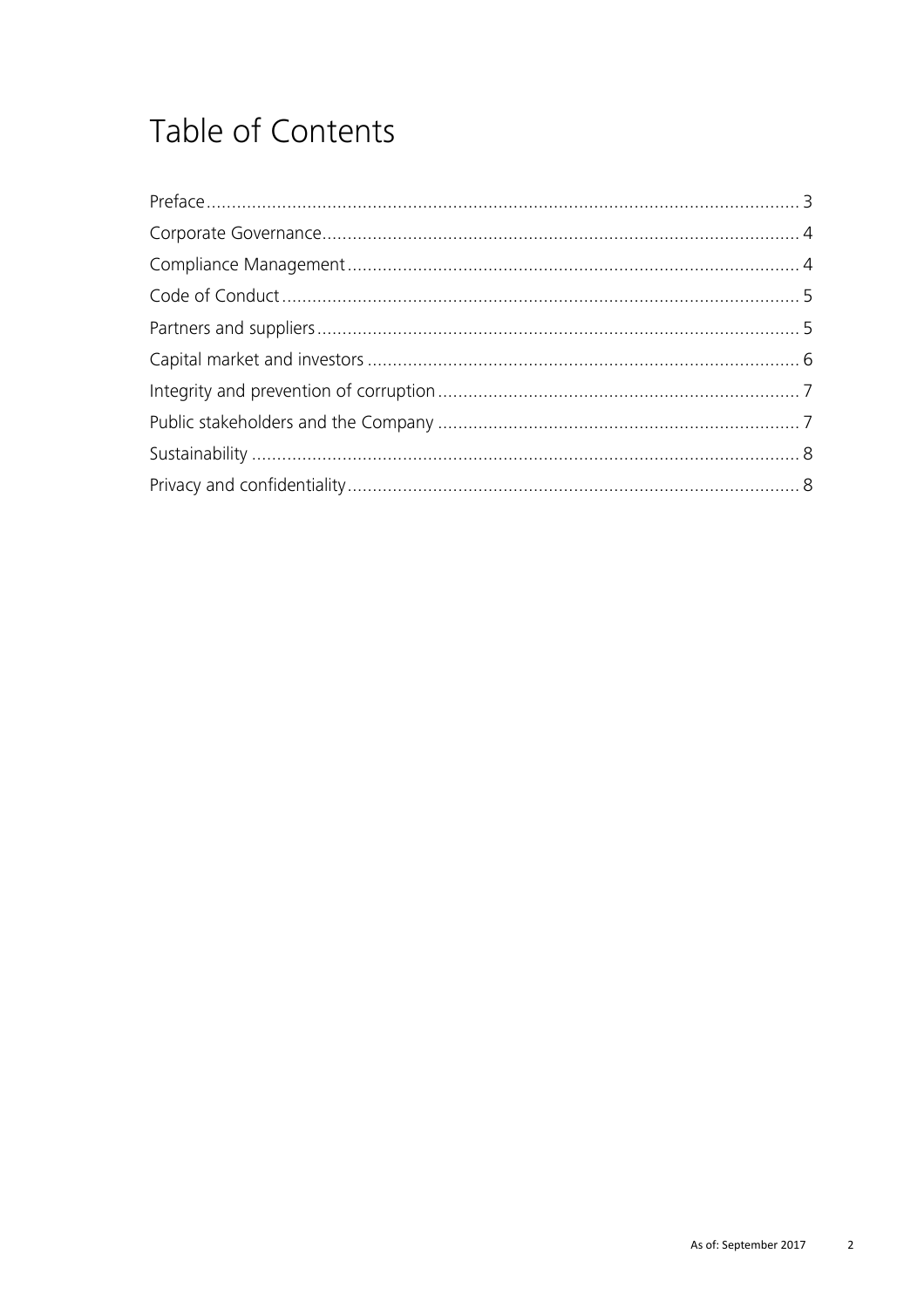# Table of Contents

Preface ... 3

Corporate Governance ... 4

Compliance Management ... 4

Code of Conduct ... 5

Partners and suppliers ... 5

Capital market and investors ... 6

Integrity and prevention of corruption ... 7

Public stakeholders and the Company ... 7

Sustainability ... 8

Privacy and confidentiality ... 8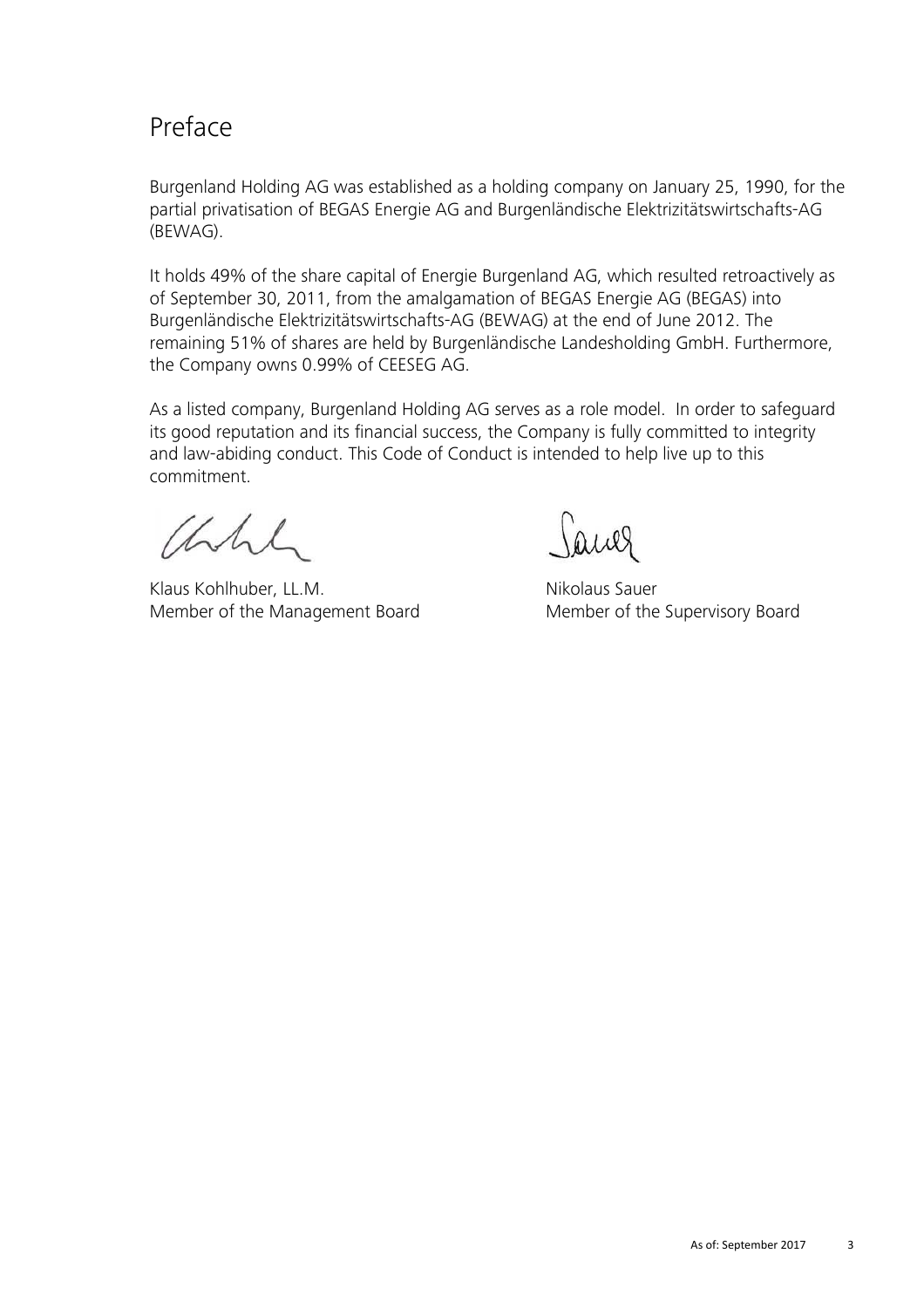# Preface

Burgenland Holding AG was established as a holding company on January 25, 1990, for the partial privatisation of BEGAS Energie AG and Burgenländische Elektrizitätswirtschafts-AG (BEWAG).

It holds 49% of the share capital of Energie Burgenland AG, which resulted retroactively as of September 30, 2011, from the amalgamation of BEGAS Energie AG (BEGAS) into Burgenländische Elektrizitätswirtschafts-AG (BEWAG) at the end of June 2012. The remaining 51% of shares are held by Burgenländische Landesholding GmbH. Furthermore, the Company owns 0.99% of CEESEG AG.

As a listed company, Burgenland Holding AG serves as a role model. In order to safeguard its good reputation and its financial success, the Company is fully committed to integrity and law-abiding conduct. This Code of Conduct is intended to help live up to this commitment.

Klaus Kohlhuber, LL.M.
Member of the Management Board

Nikolaus Sauer
Member of the Supervisory Board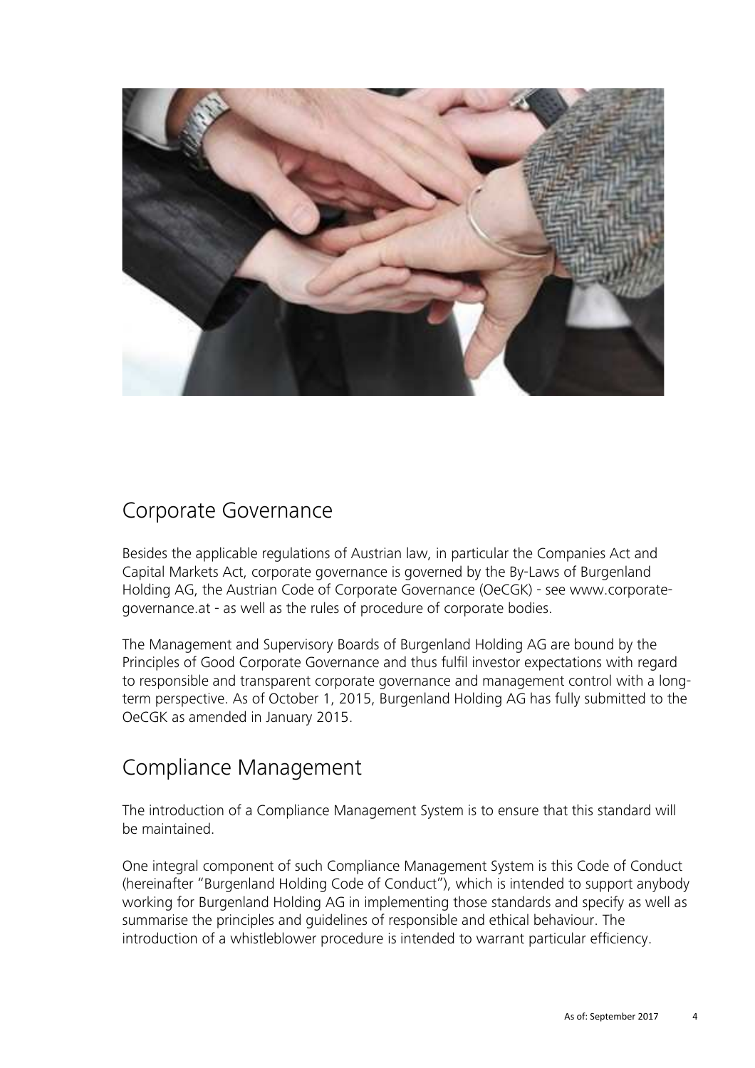## Corporate Governance

Besides the applicable regulations of Austrian law, in particular the Companies Act and Capital Markets Act, corporate governance is governed by the By-Laws of Burgenland Holding AG, the Austrian Code of Corporate Governance (OeCGK) - see www.corporate-governance.at - as well as the rules of procedure of corporate bodies.

The Management and Supervisory Boards of Burgenland Holding AG are bound by the Principles of Good Corporate Governance and thus fulfil investor expectations with regard to responsible and transparent corporate governance and management control with a long-term perspective. As of October 1, 2015, Burgenland Holding AG has fully submitted to the OeCGK as amended in January 2015.

## Compliance Management

The introduction of a Compliance Management System is to ensure that this standard will be maintained.

One integral component of such Compliance Management System is this Code of Conduct (hereinafter "Burgenland Holding Code of Conduct"), which is intended to support anybody working for Burgenland Holding AG in implementing those standards and specify as well as summarise the principles and guidelines of responsible and ethical behaviour. The introduction of a whistleblower procedure is intended to warrant particular efficiency.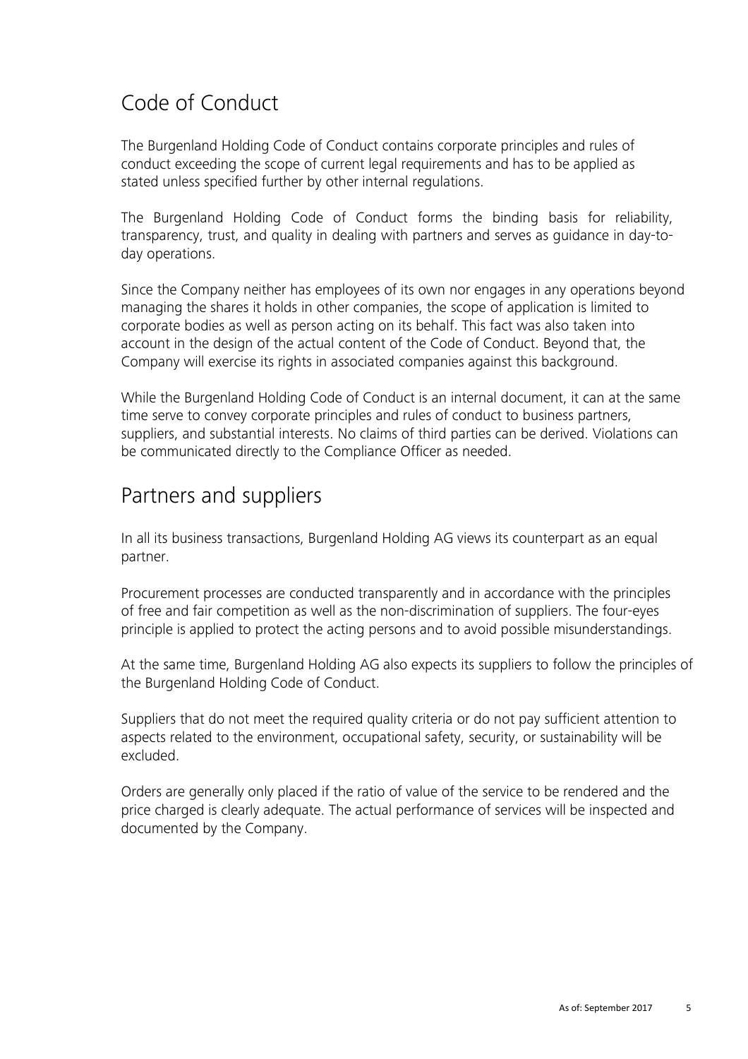## Code of Conduct

The Burgenland Holding Code of Conduct contains corporate principles and rules of conduct exceeding the scope of current legal requirements and has to be applied as stated unless specified further by other internal regulations.

The Burgenland Holding Code of Conduct forms the binding basis for reliability, transparency, trust, and quality in dealing with partners and serves as guidance in day-to-day operations.

Since the Company neither has employees of its own nor engages in any operations beyond managing the shares it holds in other companies, the scope of application is limited to corporate bodies as well as person acting on its behalf. This fact was also taken into account in the design of the actual content of the Code of Conduct. Beyond that, the Company will exercise its rights in associated companies against this background.

While the Burgenland Holding Code of Conduct is an internal document, it can at the same time serve to convey corporate principles and rules of conduct to business partners, suppliers, and substantial interests. No claims of third parties can be derived. Violations can be communicated directly to the Compliance Officer as needed.

## Partners and suppliers

In all its business transactions, Burgenland Holding AG views its counterpart as an equal partner.

Procurement processes are conducted transparently and in accordance with the principles of free and fair competition as well as the non-discrimination of suppliers. The four-eyes principle is applied to protect the acting persons and to avoid possible misunderstandings.

At the same time, Burgenland Holding AG also expects its suppliers to follow the principles of the Burgenland Holding Code of Conduct.

Suppliers that do not meet the required quality criteria or do not pay sufficient attention to aspects related to the environment, occupational safety, security, or sustainability will be excluded.

Orders are generally only placed if the ratio of value of the service to be rendered and the price charged is clearly adequate. The actual performance of services will be inspected and documented by the Company.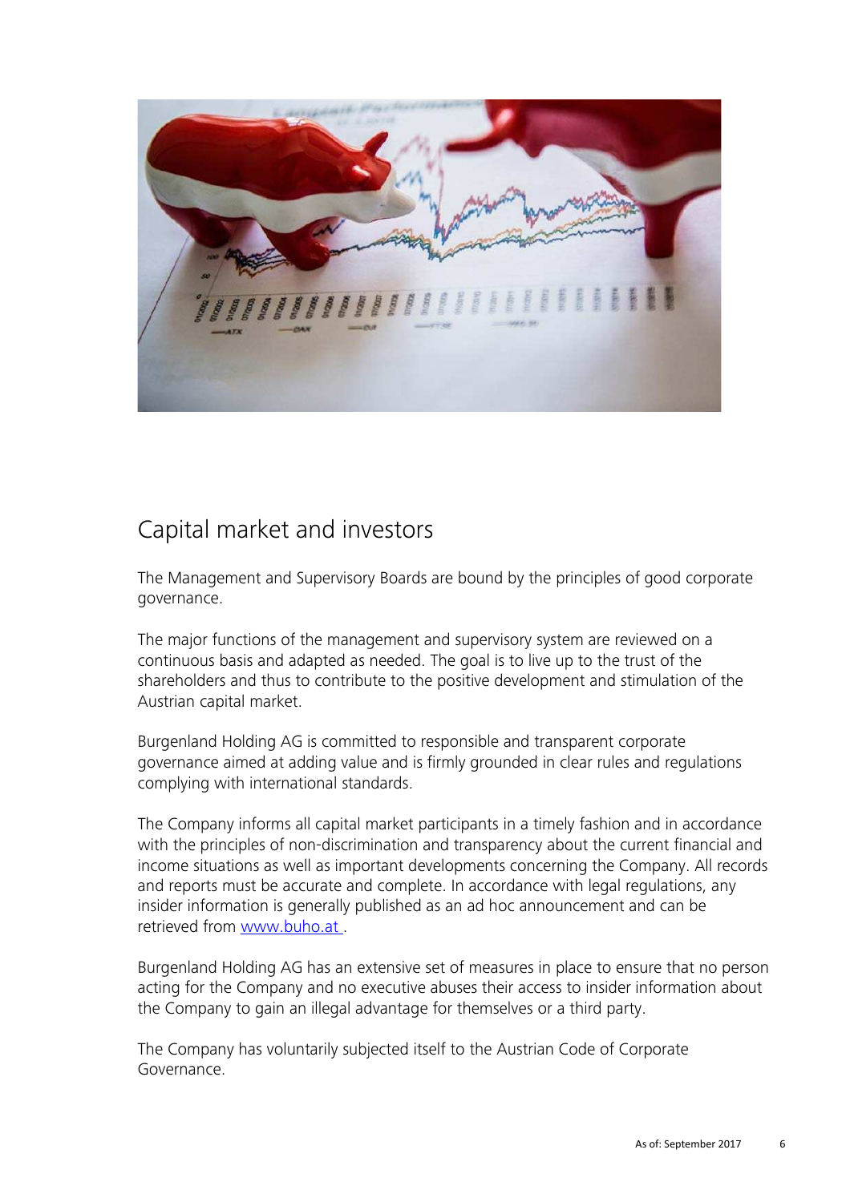# Capital market and investors

The Management and Supervisory Boards are bound by the principles of good corporate governance.

The major functions of the management and supervisory system are reviewed on a continuous basis and adapted as needed. The goal is to live up to the trust of the shareholders and thus to contribute to the positive development and stimulation of the Austrian capital market.

Burgenland Holding AG is committed to responsible and transparent corporate governance aimed at adding value and is firmly grounded in clear rules and regulations complying with international standards.

The Company informs all capital market participants in a timely fashion and in accordance with the principles of non-discrimination and transparency about the current financial and income situations as well as important developments concerning the Company. All records and reports must be accurate and complete. In accordance with legal regulations, any insider information is generally published as an ad hoc announcement and can be retrieved from www.buho.at .

Burgenland Holding AG has an extensive set of measures in place to ensure that no person acting for the Company and no executive abuses their access to insider information about the Company to gain an illegal advantage for themselves or a third party.

The Company has voluntarily subjected itself to the Austrian Code of Corporate Governance.

As of: September 2017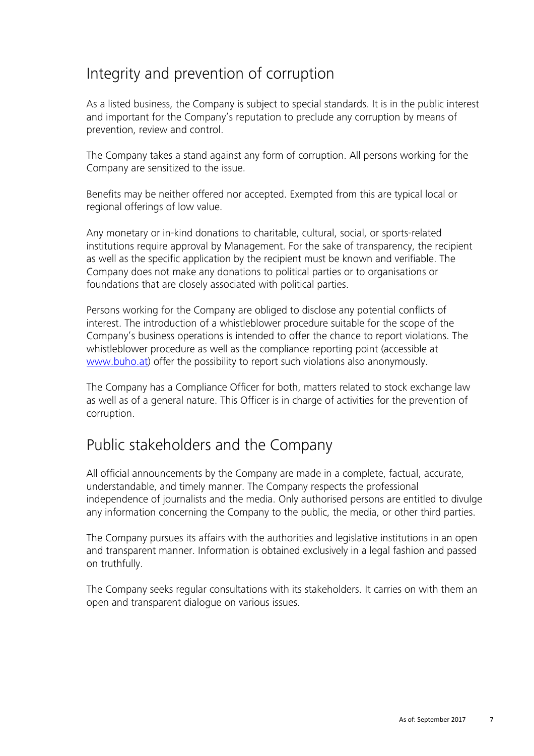## Integrity and prevention of corruption

As a listed business, the Company is subject to special standards. It is in the public interest and important for the Company's reputation to preclude any corruption by means of prevention, review and control.

The Company takes a stand against any form of corruption. All persons working for the Company are sensitized to the issue.

Benefits may be neither offered nor accepted. Exempted from this are typical local or regional offerings of low value.

Any monetary or in-kind donations to charitable, cultural, social, or sports-related institutions require approval by Management. For the sake of transparency, the recipient as well as the specific application by the recipient must be known and verifiable. The Company does not make any donations to political parties or to organisations or foundations that are closely associated with political parties.

Persons working for the Company are obliged to disclose any potential conflicts of interest. The introduction of a whistleblower procedure suitable for the scope of the Company's business operations is intended to offer the chance to report violations. The whistleblower procedure as well as the compliance reporting point (accessible at [www.buho.at](http://www.buho.at)) offer the possibility to report such violations also anonymously.

The Company has a Compliance Officer for both, matters related to stock exchange law as well as of a general nature. This Officer is in charge of activities for the prevention of corruption.

## Public stakeholders and the Company

All official announcements by the Company are made in a complete, factual, accurate, understandable, and timely manner. The Company respects the professional independence of journalists and the media. Only authorised persons are entitled to divulge any information concerning the Company to the public, the media, or other third parties.

The Company pursues its affairs with the authorities and legislative institutions in an open and transparent manner. Information is obtained exclusively in a legal fashion and passed on truthfully.

The Company seeks regular consultations with its stakeholders. It carries on with them an open and transparent dialogue on various issues.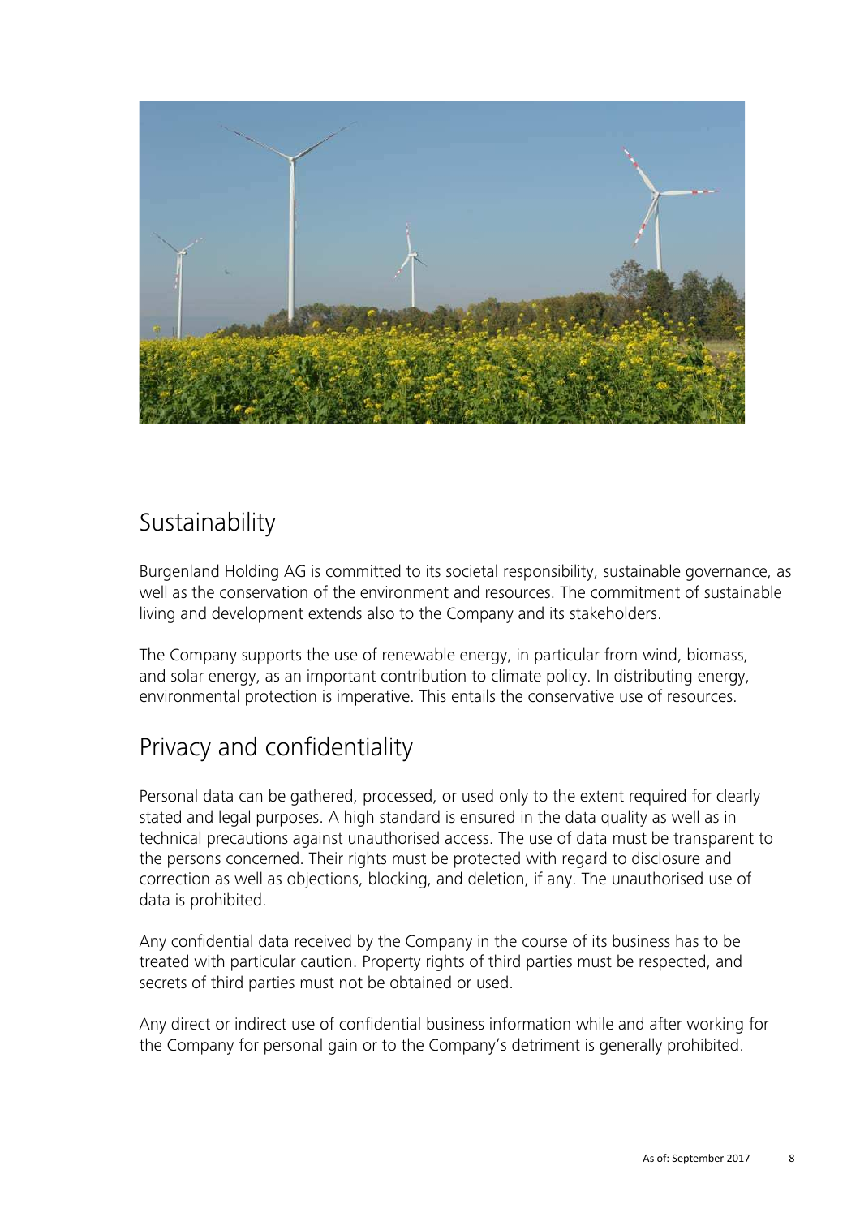## Sustainability

Burgenland Holding AG is committed to its societal responsibility, sustainable governance, as well as the conservation of the environment and resources. The commitment of sustainable living and development extends also to the Company and its stakeholders.

The Company supports the use of renewable energy, in particular from wind, biomass, and solar energy, as an important contribution to climate policy. In distributing energy, environmental protection is imperative. This entails the conservative use of resources.

## Privacy and confidentiality

Personal data can be gathered, processed, or used only to the extent required for clearly stated and legal purposes. A high standard is ensured in the data quality as well as in technical precautions against unauthorised access. The use of data must be transparent to the persons concerned. Their rights must be protected with regard to disclosure and correction as well as objections, blocking, and deletion, if any. The unauthorised use of data is prohibited.

Any confidential data received by the Company in the course of its business has to be treated with particular caution. Property rights of third parties must be respected, and secrets of third parties must not be obtained or used.

Any direct or indirect use of confidential business information while and after working for the Company for personal gain or to the Company's detriment is generally prohibited.

As of: September 2017